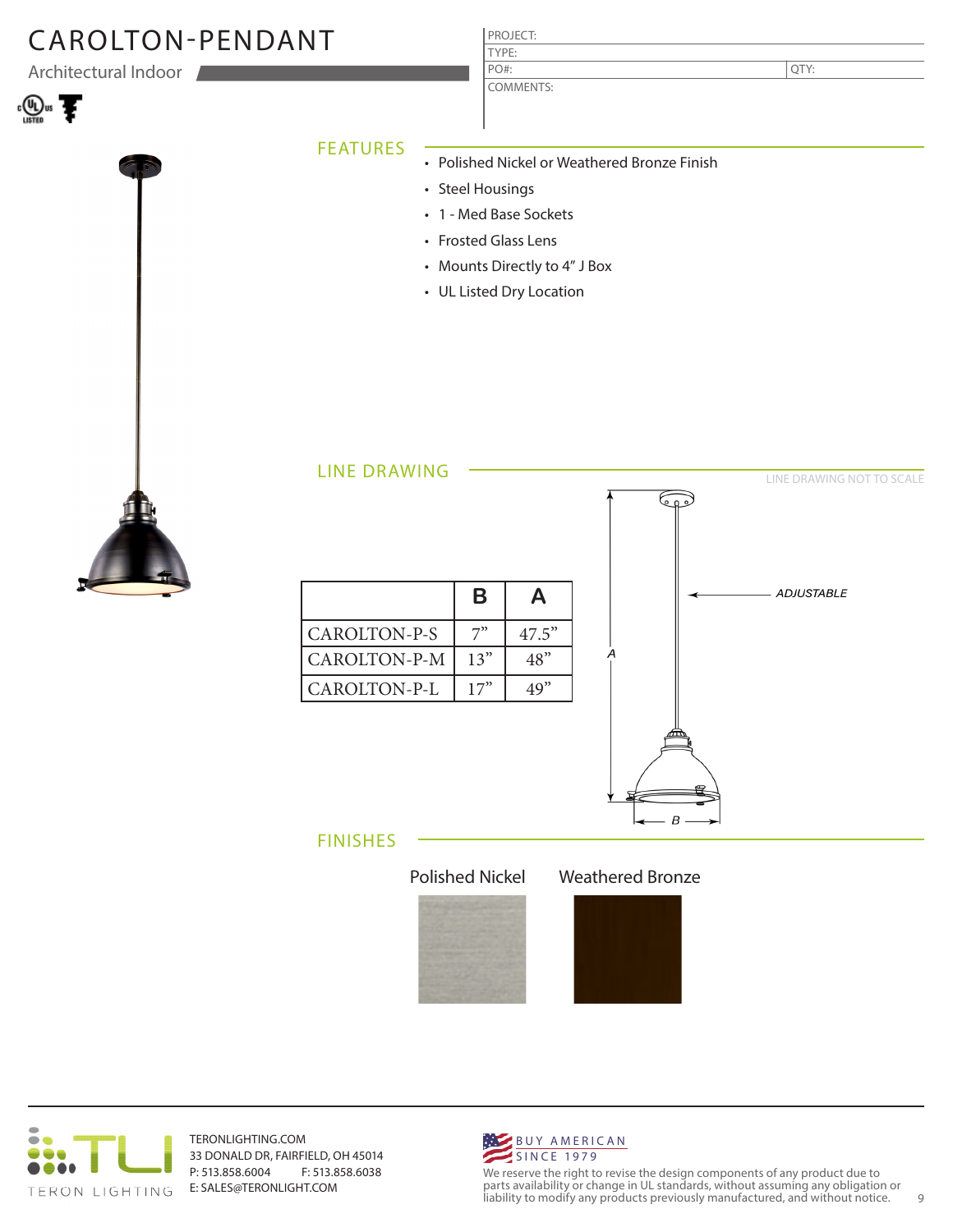# CAROLTON-PENDANT

Architectural Indoor

| PROJECT: | |
|---|---|
| TYPE: | |
| PO#: | QTY: |
| COMMENTS: | |

## FEATURES

- Polished Nickel or Weathered Bronze Finish
- Steel Housings
- 1 - Med Base Sockets
- Frosted Glass Lens
- Mounts Directly to 4" J Box
- UL Listed Dry Location

## LINE DRAWING

LINE DRAWING NOT TO SCALE

| | B | A |
|---|---|---|
| CAROLTON-P-S | 7" | 47.5" |
| CAROLTON-P-M | 13" | 48" |
| CAROLTON-P-L | 17" | 49" |

ADJUSTABLE

A

B

## FINISHES

Polished Nickel

Weathered Bronze

TERONLIGHTING.COM
33 DONALD DR, FAIRFIELD, OH 45014
P: 513.858.6004 F: 513.858.6038
E: SALES@TERONLIGHT.COM

BUY AMERICAN SINCE 1979

We reserve the right to revise the design components of any product due to parts availability or change in UL standards, without assuming any obligation or liability to modify any products previously manufactured, and without notice.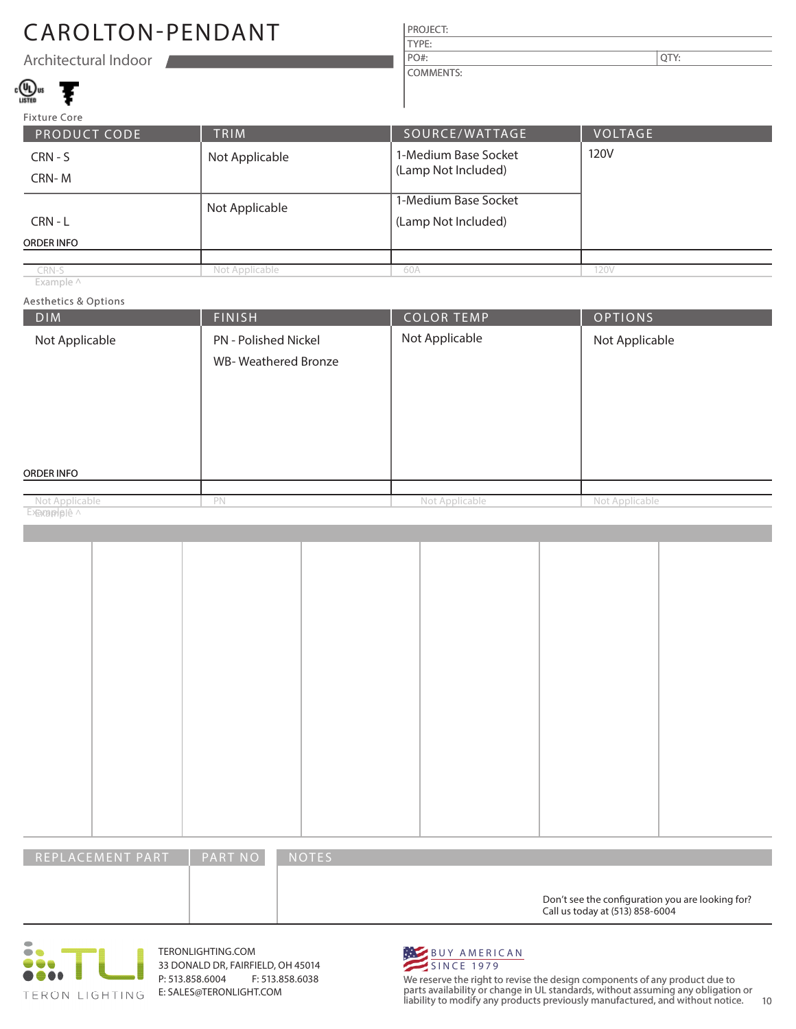# CAROLTON-PENDANT

Architectural Indoor

| | |
|---|---|
| PROJECT: | |
| TYPE: | |
| PO#: | QTY: |
| COMMENTS: | |

Fixture Core

| PRODUCT CODE | TRIM | SOURCE/WATTAGE | VOLTAGE |
|---|---|---|---|
| CRN - S<br>CRN- M | Not Applicable | 1-Medium Base Socket (Lamp Not Included) | 120V |
| CRN - L | Not Applicable | 1-Medium Base Socket (Lamp Not Included) | |
| ORDER INFO | | | |
| CRN-S | Not Applicable | 60A | 120V |

Example ^

Aesthetics & Options

| DIM | FINISH | COLOR TEMP | OPTIONS |
|---|---|---|---|
| Not Applicable | PN - Polished Nickel<br>WB- Weathered Bronze | Not Applicable | Not Applicable |
| ORDER INFO | | | |
| Not Applicable | PN | Not Applicable | Not Applicable |

Example ^

| REPLACEMENT PART | PART NO | NOTES |
|---|---|---|
| | | Don't see the configuration you are looking for? Call us today at (513) 858-6004 |

TERON LIGHTING

TERONLIGHTING.COM
33 DONALD DR, FAIRFIELD, OH 45014
P: 513.858.6004 F: 513.858.6038
E: SALES@TERONLIGHT.COM

BUY AMERICAN
SINCE 1979

We reserve the right to revise the design components of any product due to parts availability or change in UL standards, without assuming any obligation or liability to modify any products previously manufactured, and without notice.